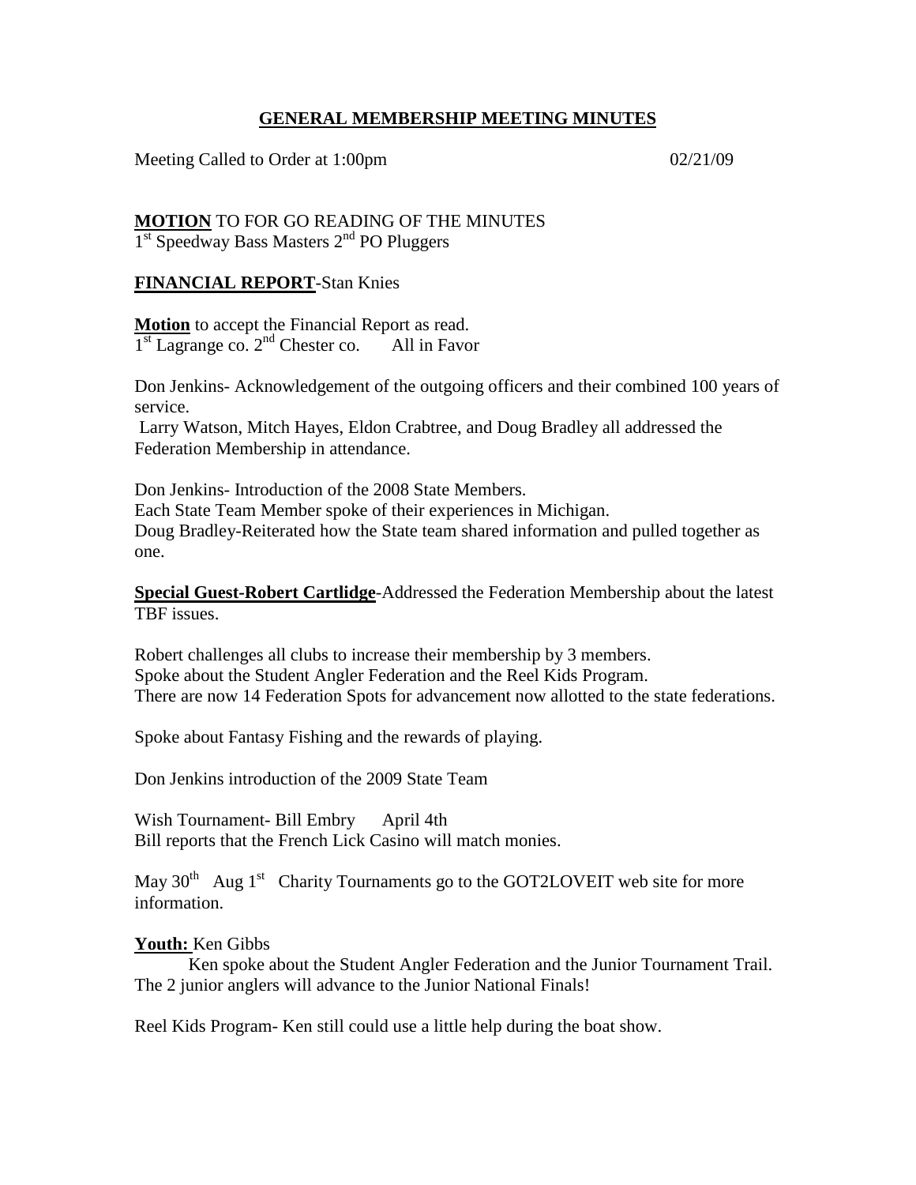## GENERAL MEMBERSHIP MEETING MINUTES

Meeting Called to Order at 1:00pm 02/21/09

**MOTION** TO FOR GO READING OF THE MINUTES
1st Speedway Bass Masters 2nd PO Pluggers

**FINANCIAL REPORT**-Stan Knies

**Motion** to accept the Financial Report as read.
1st Lagrange co. 2nd Chester co. All in Favor

Don Jenkins- Acknowledgement of the outgoing officers and their combined 100 years of service.
Larry Watson, Mitch Hayes, Eldon Crabtree, and Doug Bradley all addressed the Federation Membership in attendance.

Don Jenkins- Introduction of the 2008 State Members.
Each State Team Member spoke of their experiences in Michigan.
Doug Bradley-Reiterated how the State team shared information and pulled together as one.

**Special Guest-Robert Cartlidge**-Addressed the Federation Membership about the latest TBF issues.

Robert challenges all clubs to increase their membership by 3 members.
Spoke about the Student Angler Federation and the Reel Kids Program.
There are now 14 Federation Spots for advancement now allotted to the state federations.

Spoke about Fantasy Fishing and the rewards of playing.

Don Jenkins introduction of the 2009 State Team

Wish Tournament- Bill Embry April 4th
Bill reports that the French Lick Casino will match monies.

May 30th Aug 1st Charity Tournaments go to the GOT2LOVEIT web site for more information.

**Youth:** Ken Gibbs
Ken spoke about the Student Angler Federation and the Junior Tournament Trail. The 2 junior anglers will advance to the Junior National Finals!

Reel Kids Program- Ken still could use a little help during the boat show.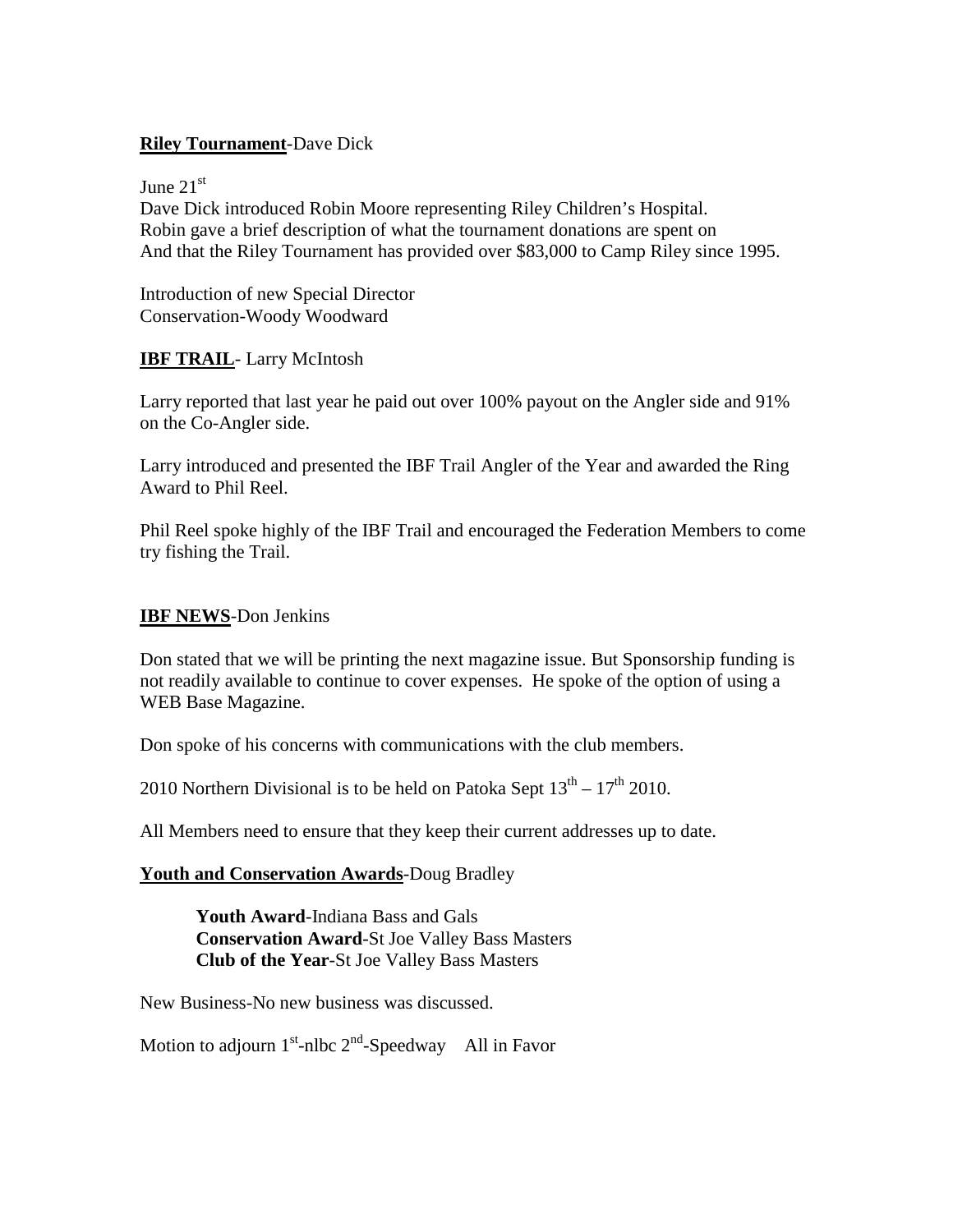**Riley Tournament**-Dave Dick

June 21st
Dave Dick introduced Robin Moore representing Riley Children's Hospital.
Robin gave a brief description of what the tournament donations are spent on
And that the Riley Tournament has provided over $83,000 to Camp Riley since 1995.

Introduction of new Special Director
Conservation-Woody Woodward

**IBF TRAIL**- Larry McIntosh

Larry reported that last year he paid out over 100% payout on the Angler side and 91% on the Co-Angler side.

Larry introduced and presented the IBF Trail Angler of the Year and awarded the Ring Award to Phil Reel.

Phil Reel spoke highly of the IBF Trail and encouraged the Federation Members to come try fishing the Trail.

**IBF NEWS**-Don Jenkins

Don stated that we will be printing the next magazine issue. But Sponsorship funding is not readily available to continue to cover expenses. He spoke of the option of using a WEB Base Magazine.

Don spoke of his concerns with communications with the club members.

2010 Northern Divisional is to be held on Patoka Sept 13th – 17th 2010.

All Members need to ensure that they keep their current addresses up to date.

**Youth and Conservation Awards**-Doug Bradley

> **Youth Award**-Indiana Bass and Gals
> **Conservation Award**-St Joe Valley Bass Masters
> **Club of the Year**-St Joe Valley Bass Masters

New Business-No new business was discussed.

Motion to adjourn 1st-nlbc 2nd-Speedway All in Favor